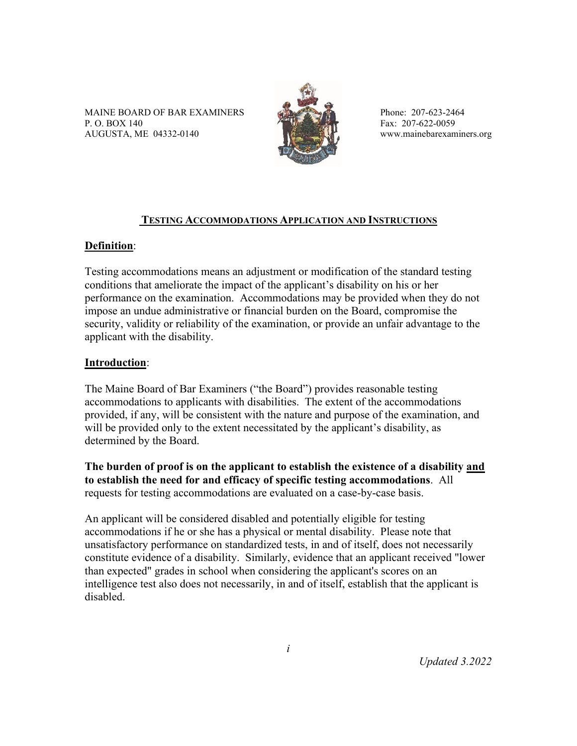MAINE BOARD OF BAR EXAMINERS
P. O. BOX 140
AUGUSTA, ME 04332-0140

Phone: 207-623-2464
Fax: 207-622-0059
www.mainebarexaminers.org

# TESTING ACCOMMODATIONS APPLICATION AND INSTRUCTIONS

## Definition:

Testing accommodations means an adjustment or modification of the standard testing conditions that ameliorate the impact of the applicant's disability on his or her performance on the examination. Accommodations may be provided when they do not impose an undue administrative or financial burden on the Board, compromise the security, validity or reliability of the examination, or provide an unfair advantage to the applicant with the disability.

## Introduction:

The Maine Board of Bar Examiners ("the Board") provides reasonable testing accommodations to applicants with disabilities. The extent of the accommodations provided, if any, will be consistent with the nature and purpose of the examination, and will be provided only to the extent necessitated by the applicant's disability, as determined by the Board.

**The burden of proof is on the applicant to establish the existence of a disability and to establish the need for and efficacy of specific testing accommodations**. All requests for testing accommodations are evaluated on a case-by-case basis.

An applicant will be considered disabled and potentially eligible for testing accommodations if he or she has a physical or mental disability. Please note that unsatisfactory performance on standardized tests, in and of itself, does not necessarily constitute evidence of a disability. Similarly, evidence that an applicant received "lower than expected" grades in school when considering the applicant's scores on an intelligence test also does not necessarily, in and of itself, establish that the applicant is disabled.

*Updated 3.2022*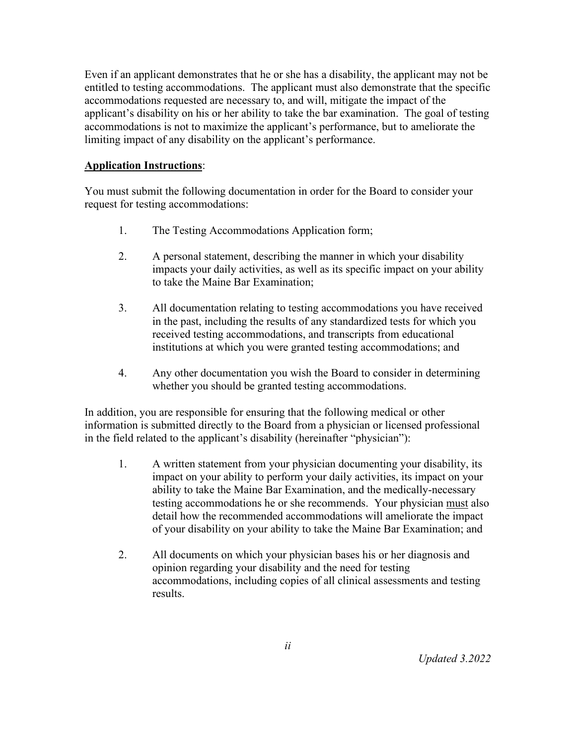Even if an applicant demonstrates that he or she has a disability, the applicant may not be entitled to testing accommodations. The applicant must also demonstrate that the specific accommodations requested are necessary to, and will, mitigate the impact of the applicant's disability on his or her ability to take the bar examination. The goal of testing accommodations is not to maximize the applicant's performance, but to ameliorate the limiting impact of any disability on the applicant's performance.

**Application Instructions**:

You must submit the following documentation in order for the Board to consider your request for testing accommodations:

1. The Testing Accommodations Application form;

2. A personal statement, describing the manner in which your disability impacts your daily activities, as well as its specific impact on your ability to take the Maine Bar Examination;

3. All documentation relating to testing accommodations you have received in the past, including the results of any standardized tests for which you received testing accommodations, and transcripts from educational institutions at which you were granted testing accommodations; and

4. Any other documentation you wish the Board to consider in determining whether you should be granted testing accommodations.

In addition, you are responsible for ensuring that the following medical or other information is submitted directly to the Board from a physician or licensed professional in the field related to the applicant's disability (hereinafter "physician"):

1. A written statement from your physician documenting your disability, its impact on your ability to perform your daily activities, its impact on your ability to take the Maine Bar Examination, and the medically-necessary testing accommodations he or she recommends. Your physician <u>must</u> also detail how the recommended accommodations will ameliorate the impact of your disability on your ability to take the Maine Bar Examination; and

2. All documents on which your physician bases his or her diagnosis and opinion regarding your disability and the need for testing accommodations, including copies of all clinical assessments and testing results.

*Updated 3.2022*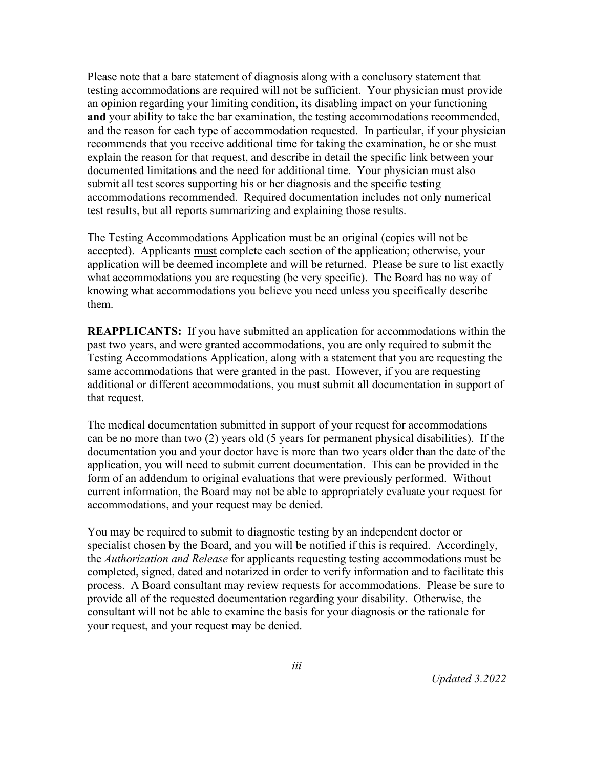Please note that a bare statement of diagnosis along with a conclusory statement that testing accommodations are required will not be sufficient. Your physician must provide an opinion regarding your limiting condition, its disabling impact on your functioning **and** your ability to take the bar examination, the testing accommodations recommended, and the reason for each type of accommodation requested. In particular, if your physician recommends that you receive additional time for taking the examination, he or she must explain the reason for that request, and describe in detail the specific link between your documented limitations and the need for additional time. Your physician must also submit all test scores supporting his or her diagnosis and the specific testing accommodations recommended. Required documentation includes not only numerical test results, but all reports summarizing and explaining those results.

The Testing Accommodations Application <u>must</u> be an original (copies <u>will not</u> be accepted). Applicants <u>must</u> complete each section of the application; otherwise, your application will be deemed incomplete and will be returned. Please be sure to list exactly what accommodations you are requesting (be <u>very</u> specific). The Board has no way of knowing what accommodations you believe you need unless you specifically describe them.

**REAPPLICANTS:** If you have submitted an application for accommodations within the past two years, and were granted accommodations, you are only required to submit the Testing Accommodations Application, along with a statement that you are requesting the same accommodations that were granted in the past. However, if you are requesting additional or different accommodations, you must submit all documentation in support of that request.

The medical documentation submitted in support of your request for accommodations can be no more than two (2) years old (5 years for permanent physical disabilities). If the documentation you and your doctor have is more than two years older than the date of the application, you will need to submit current documentation. This can be provided in the form of an addendum to original evaluations that were previously performed. Without current information, the Board may not be able to appropriately evaluate your request for accommodations, and your request may be denied.

You may be required to submit to diagnostic testing by an independent doctor or specialist chosen by the Board, and you will be notified if this is required. Accordingly, the *Authorization and Release* for applicants requesting testing accommodations must be completed, signed, dated and notarized in order to verify information and to facilitate this process. A Board consultant may review requests for accommodations. Please be sure to provide <u>all</u> of the requested documentation regarding your disability. Otherwise, the consultant will not be able to examine the basis for your diagnosis or the rationale for your request, and your request may be denied.

*Updated 3.2022*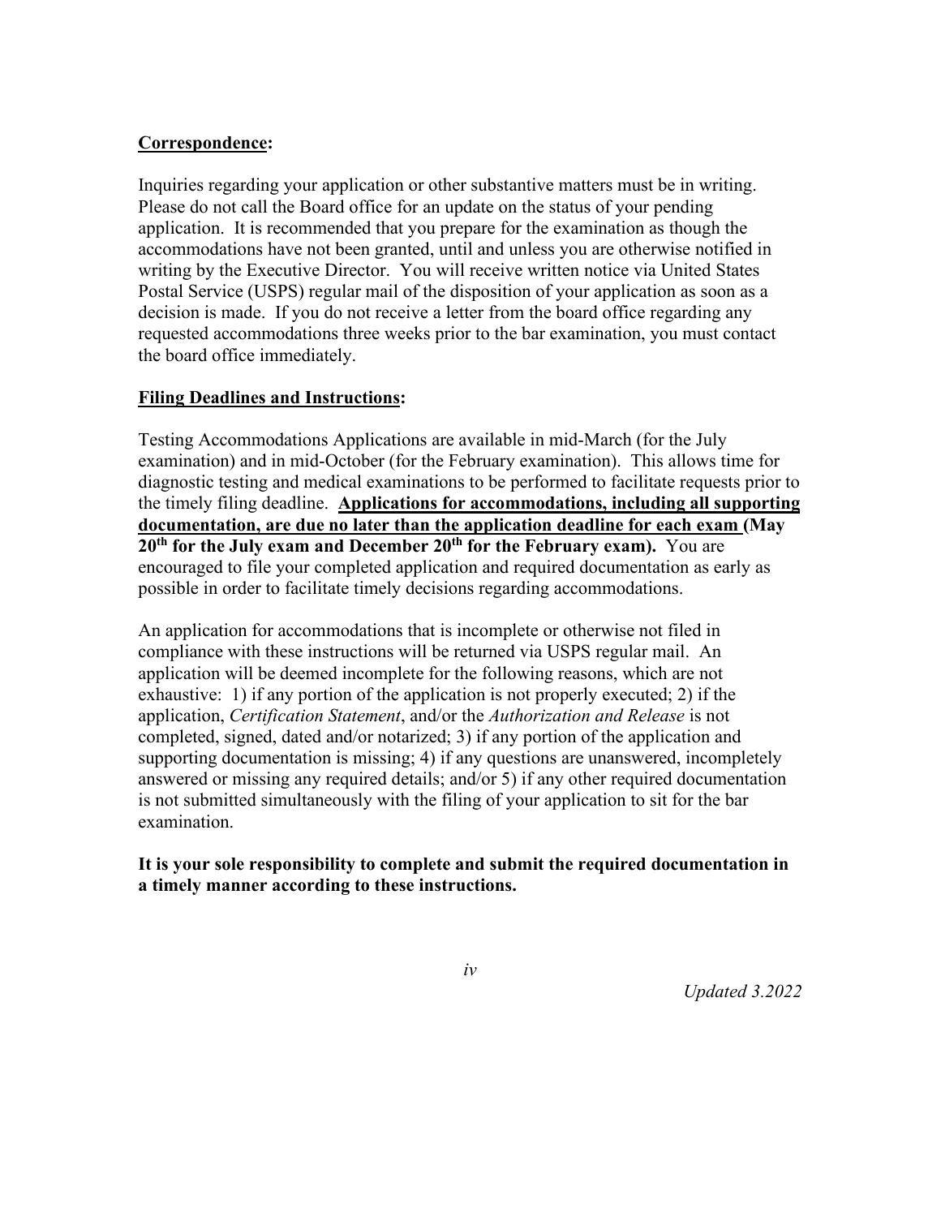**Correspondence:**

Inquiries regarding your application or other substantive matters must be in writing. Please do not call the Board office for an update on the status of your pending application. It is recommended that you prepare for the examination as though the accommodations have not been granted, until and unless you are otherwise notified in writing by the Executive Director. You will receive written notice via United States Postal Service (USPS) regular mail of the disposition of your application as soon as a decision is made. If you do not receive a letter from the board office regarding any requested accommodations three weeks prior to the bar examination, you must contact the board office immediately.

**Filing Deadlines and Instructions:**

Testing Accommodations Applications are available in mid-March (for the July examination) and in mid-October (for the February examination). This allows time for diagnostic testing and medical examinations to be performed to facilitate requests prior to the timely filing deadline. **Applications for accommodations, including all supporting documentation, are due no later than the application deadline for each exam (May 20th for the July exam and December 20th for the February exam).** You are encouraged to file your completed application and required documentation as early as possible in order to facilitate timely decisions regarding accommodations.

An application for accommodations that is incomplete or otherwise not filed in compliance with these instructions will be returned via USPS regular mail. An application will be deemed incomplete for the following reasons, which are not exhaustive: 1) if any portion of the application is not properly executed; 2) if the application, *Certification Statement*, and/or the *Authorization and Release* is not completed, signed, dated and/or notarized; 3) if any portion of the application and supporting documentation is missing; 4) if any questions are unanswered, incompletely answered or missing any required details; and/or 5) if any other required documentation is not submitted simultaneously with the filing of your application to sit for the bar examination.

**It is your sole responsibility to complete and submit the required documentation in a timely manner according to these instructions.**

*Updated 3.2022*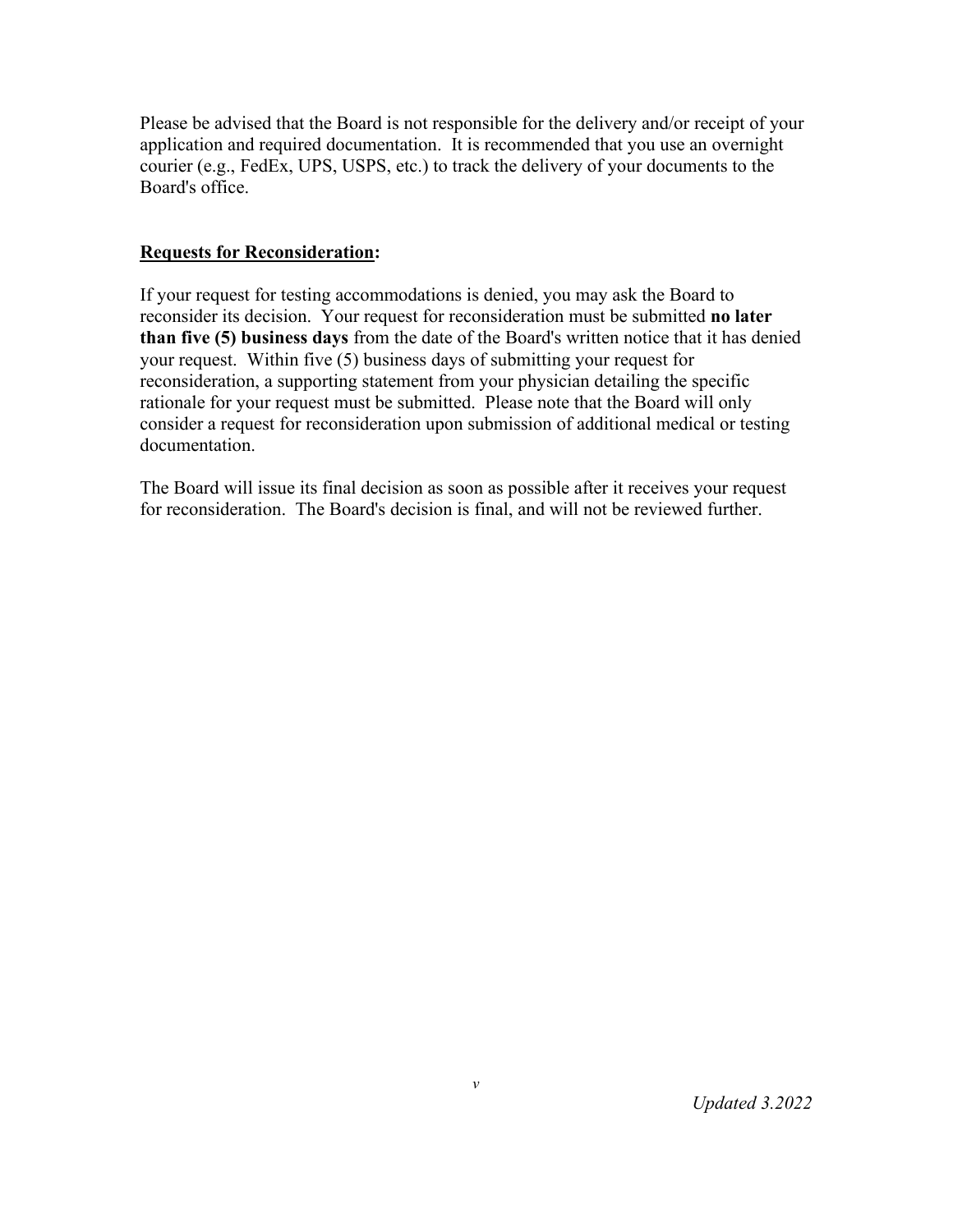Please be advised that the Board is not responsible for the delivery and/or receipt of your application and required documentation. It is recommended that you use an overnight courier (e.g., FedEx, UPS, USPS, etc.) to track the delivery of your documents to the Board's office.

**Requests for Reconsideration:**

If your request for testing accommodations is denied, you may ask the Board to reconsider its decision. Your request for reconsideration must be submitted **no later than five (5) business days** from the date of the Board's written notice that it has denied your request. Within five (5) business days of submitting your request for reconsideration, a supporting statement from your physician detailing the specific rationale for your request must be submitted. Please note that the Board will only consider a request for reconsideration upon submission of additional medical or testing documentation.

The Board will issue its final decision as soon as possible after it receives your request for reconsideration. The Board's decision is final, and will not be reviewed further.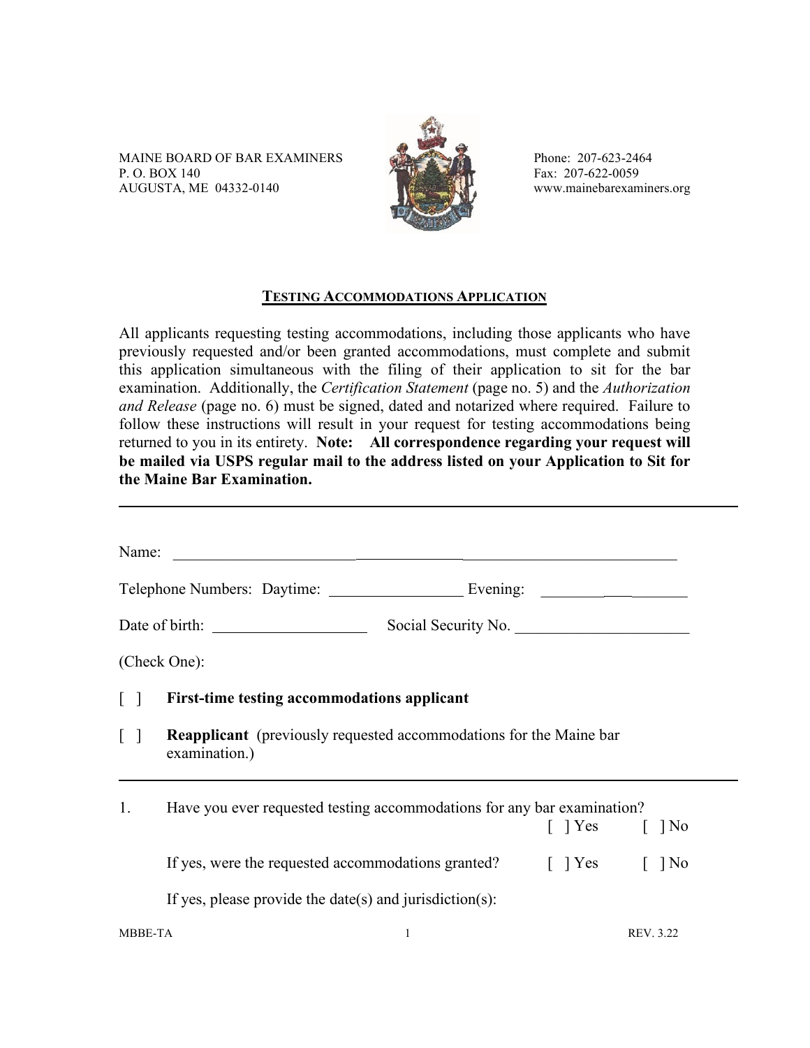MAINE BOARD OF BAR EXAMINERS
P. O. BOX 140
AUGUSTA, ME 04332-0140

Phone: 207-623-2464
Fax: 207-622-0059
www.mainebarexaminers.org

## TESTING ACCOMMODATIONS APPLICATION

All applicants requesting testing accommodations, including those applicants who have previously requested and/or been granted accommodations, must complete and submit this application simultaneous with the filing of their application to sit for the bar examination. Additionally, the *Certification Statement* (page no. 5) and the *Authorization and Release* (page no. 6) must be signed, dated and notarized where required. Failure to follow these instructions will result in your request for testing accommodations being returned to you in its entirety. **Note: All correspondence regarding your request will be mailed via USPS regular mail to the address listed on your Application to Sit for the Maine Bar Examination.**

---

Name: ______________________________________________________________

Telephone Numbers: Daytime: _________________ Evening: ___________________

Date of birth: ____________________ Social Security No. ______________________

(Check One):

[ ] **First-time testing accommodations applicant**

[ ] **Reapplicant** (previously requested accommodations for the Maine bar examination.)

---

1. Have you ever requested testing accommodations for any bar examination? [ ] Yes [ ] No

   If yes, were the requested accommodations granted? [ ] Yes [ ] No

   If yes, please provide the date(s) and jurisdiction(s):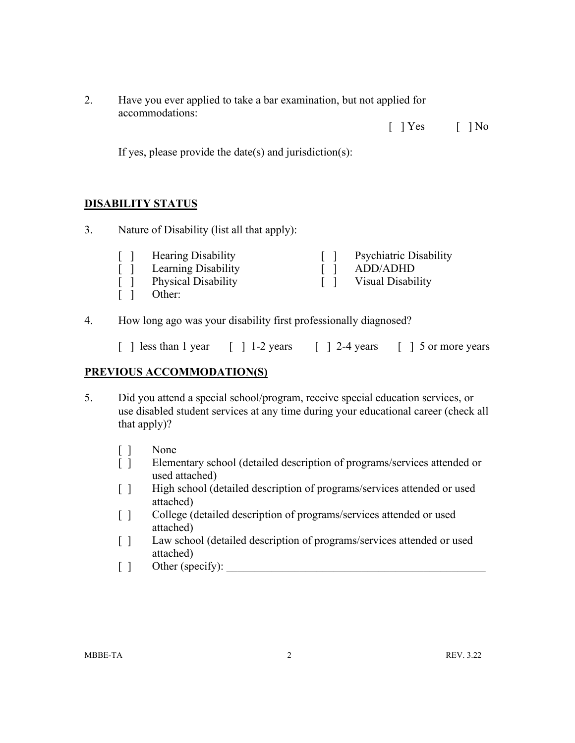2. Have you ever applied to take a bar examination, but not applied for accommodations:

[ ] Yes [ ] No

If yes, please provide the date(s) and jurisdiction(s):

## DISABILITY STATUS

3. Nature of Disability (list all that apply):

[ ] Hearing Disability
[ ] Learning Disability
[ ] Physical Disability
[ ] Other:
[ ] Psychiatric Disability
[ ] ADD/ADHD
[ ] Visual Disability

4. How long ago was your disability first professionally diagnosed?

[ ] less than 1 year [ ] 1-2 years [ ] 2-4 years [ ] 5 or more years

## PREVIOUS ACCOMMODATION(S)

5. Did you attend a special school/program, receive special education services, or use disabled student services at any time during your educational career (check all that apply)?

[ ] None
[ ] Elementary school (detailed description of programs/services attended or used attached)
[ ] High school (detailed description of programs/services attended or used attached)
[ ] College (detailed description of programs/services attended or used attached)
[ ] Law school (detailed description of programs/services attended or used attached)
[ ] Other (specify): _______________________________________________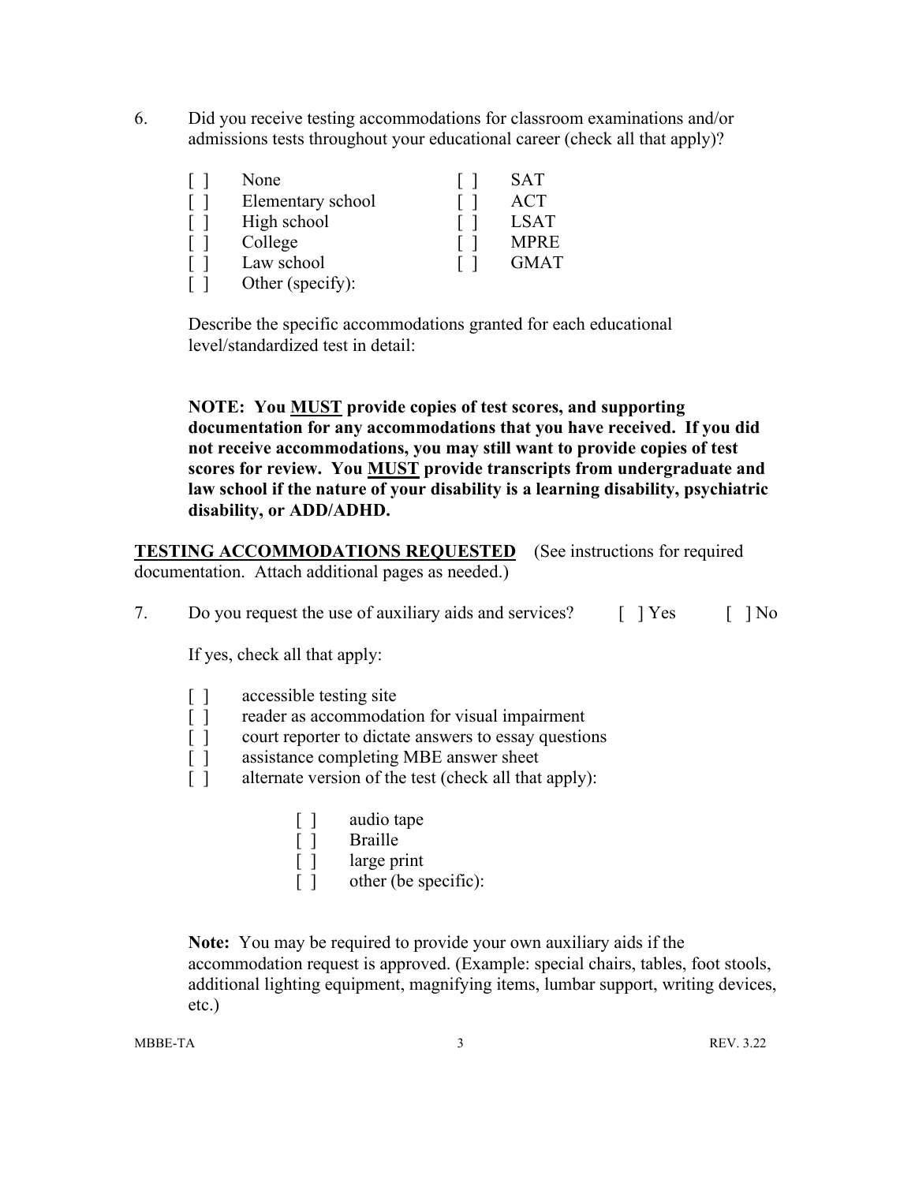6. Did you receive testing accommodations for classroom examinations and/or admissions tests throughout your educational career (check all that apply)?

| | | | |
|---|---|---|---|
| [ ] | None | [ ] | SAT |
| [ ] | Elementary school | [ ] | ACT |
| [ ] | High school | [ ] | LSAT |
| [ ] | College | [ ] | MPRE |
| [ ] | Law school | [ ] | GMAT |
| [ ] | Other (specify): | | |

Describe the specific accommodations granted for each educational level/standardized test in detail:

**NOTE: You <u>MUST</u> provide copies of test scores, and supporting documentation for any accommodations that you have received. If you did not receive accommodations, you may still want to provide copies of test scores for review. You <u>MUST</u> provide transcripts from undergraduate and law school if the nature of your disability is a learning disability, psychiatric disability, or ADD/ADHD.**

**<u>TESTING ACCOMMODATIONS REQUESTED</u>** (See instructions for required documentation. Attach additional pages as needed.)

7. Do you request the use of auxiliary aids and services? [ ] Yes [ ] No

If yes, check all that apply:

[ ] accessible testing site
[ ] reader as accommodation for visual impairment
[ ] court reporter to dictate answers to essay questions
[ ] assistance completing MBE answer sheet
[ ] alternate version of the test (check all that apply):

  [ ] audio tape
  [ ] Braille
  [ ] large print
  [ ] other (be specific):

**Note:** You may be required to provide your own auxiliary aids if the accommodation request is approved. (Example: special chairs, tables, foot stools, additional lighting equipment, magnifying items, lumbar support, writing devices, etc.)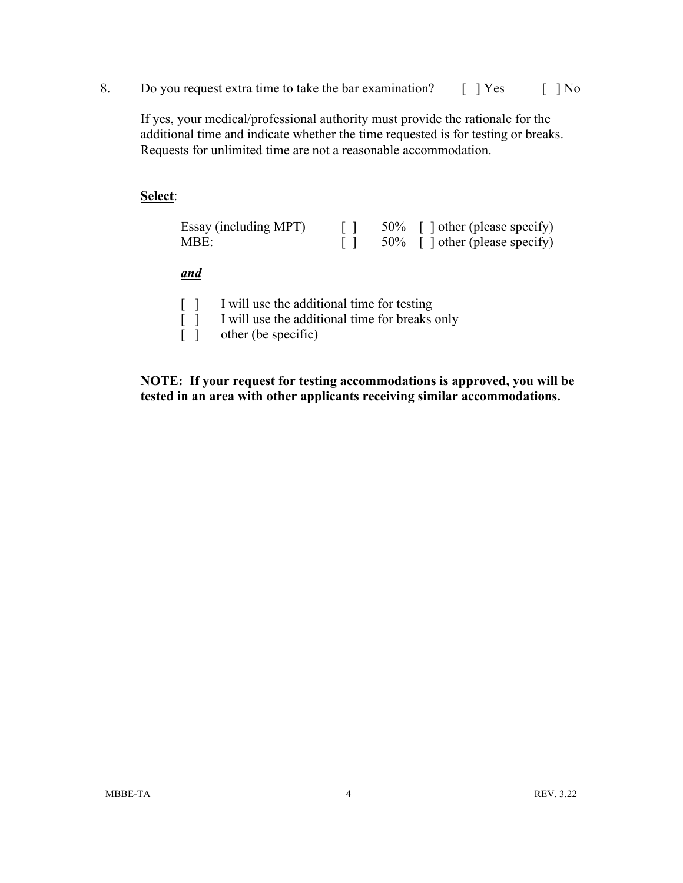8. Do you request extra time to take the bar examination? [ ] Yes [ ] No

   If yes, your medical/professional authority <u>must</u> provide the rationale for the additional time and indicate whether the time requested is for testing or breaks. Requests for unlimited time are not a reasonable accommodation.

   **<u>Select</u>**:

   | | | | |
   |---|---|---|---|
   | Essay (including MPT) | [ ] | 50% | [ ] other (please specify) |
   | MBE: | [ ] | 50% | [ ] other (please specify) |

   ***<u>and</u>***

   [ ] I will use the additional time for testing
   [ ] I will use the additional time for breaks only
   [ ] other (be specific)

   **NOTE: If your request for testing accommodations is approved, you will be tested in an area with other applicants receiving similar accommodations.**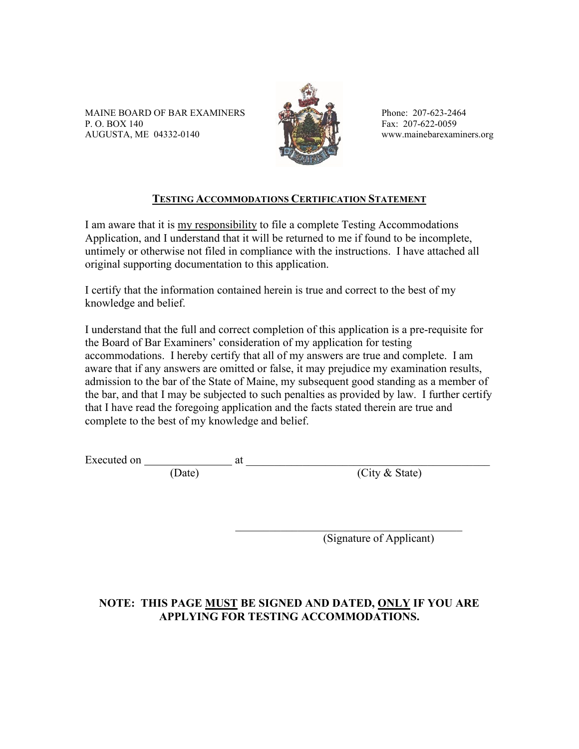MAINE BOARD OF BAR EXAMINERS
P. O. BOX 140
AUGUSTA, ME 04332-0140

Phone: 207-623-2464
Fax: 207-622-0059
www.mainebarexaminers.org

## TESTING ACCOMMODATIONS CERTIFICATION STATEMENT

I am aware that it is my responsibility to file a complete Testing Accommodations Application, and I understand that it will be returned to me if found to be incomplete, untimely or otherwise not filed in compliance with the instructions. I have attached all original supporting documentation to this application.

I certify that the information contained herein is true and correct to the best of my knowledge and belief.

I understand that the full and correct completion of this application is a pre-requisite for the Board of Bar Examiners' consideration of my application for testing accommodations. I hereby certify that all of my answers are true and complete. I am aware that if any answers are omitted or false, it may prejudice my examination results, admission to the bar of the State of Maine, my subsequent good standing as a member of the bar, and that I may be subjected to such penalties as provided by law. I further certify that I have read the foregoing application and the facts stated therein are true and complete to the best of my knowledge and belief.

Executed on _______________ at ____________________________________________
(Date) (City & State)

_________________________________________
(Signature of Applicant)

**NOTE: THIS PAGE MUST BE SIGNED AND DATED, ONLY IF YOU ARE APPLYING FOR TESTING ACCOMMODATIONS.**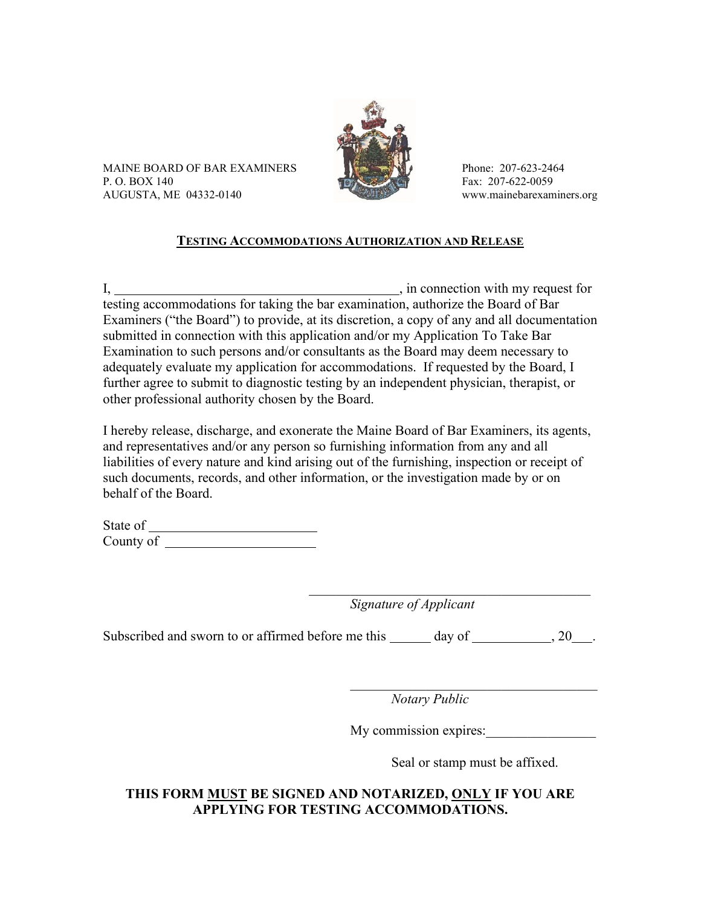MAINE BOARD OF BAR EXAMINERS
P. O. BOX 140
AUGUSTA, ME 04332-0140

Phone: 207-623-2464
Fax: 207-622-0059
www.mainebarexaminers.org

## TESTING ACCOMMODATIONS AUTHORIZATION AND RELEASE

I, \_\_\_\_\_\_\_\_\_\_\_\_\_\_\_\_\_\_\_\_\_\_\_\_\_\_\_\_\_\_\_\_\_\_\_\_\_\_\_\_, in connection with my request for testing accommodations for taking the bar examination, authorize the Board of Bar Examiners ("the Board") to provide, at its discretion, a copy of any and all documentation submitted in connection with this application and/or my Application To Take Bar Examination to such persons and/or consultants as the Board may deem necessary to adequately evaluate my application for accommodations. If requested by the Board, I further agree to submit to diagnostic testing by an independent physician, therapist, or other professional authority chosen by the Board.

I hereby release, discharge, and exonerate the Maine Board of Bar Examiners, its agents, and representatives and/or any person so furnishing information from any and all liabilities of every nature and kind arising out of the furnishing, inspection or receipt of such documents, records, and other information, or the investigation made by or on behalf of the Board.

State of \_\_\_\_\_\_\_\_\_\_\_\_\_\_\_\_\_\_\_\_\_\_\_\_
County of \_\_\_\_\_\_\_\_\_\_\_\_\_\_\_\_\_\_\_\_\_\_

\_\_\_\_\_\_\_\_\_\_\_\_\_\_\_\_\_\_\_\_\_\_\_\_\_\_\_\_\_\_\_\_\_\_\_\_\_\_\_\_
*Signature of Applicant*

Subscribed and sworn to or affirmed before me this \_\_\_\_\_\_ day of \_\_\_\_\_\_\_\_\_\_\_, 20\_\_\_.

\_\_\_\_\_\_\_\_\_\_\_\_\_\_\_\_\_\_\_\_\_\_\_\_\_\_\_\_\_\_\_\_\_\_\_\_\_\_
*Notary Public*

My commission expires:\_\_\_\_\_\_\_\_\_\_\_\_\_\_\_\_

Seal or stamp must be affixed.

**THIS FORM MUST BE SIGNED AND NOTARIZED, ONLY IF YOU ARE APPLYING FOR TESTING ACCOMMODATIONS.**